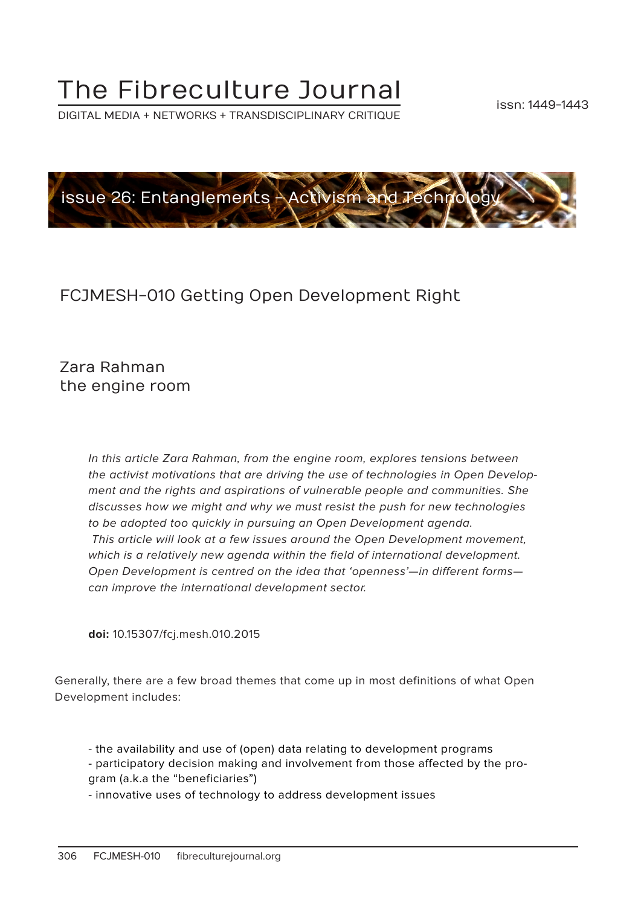# The Fibreculture Journal

DIGITAL MEDIA + NETWORKS + TRANSDISCIPLINARY CRITIQUE

issn: 1449-1443

issue 26: Entanglements – Activism and Technology

## FCJMESH-010 Getting Open Development Right

Zara Rahman
the engine room

*In this article Zara Rahman, from the engine room, explores tensions between the activist motivations that are driving the use of technologies in Open Development and the rights and aspirations of vulnerable people and communities. She discusses how we might and why we must resist the push for new technologies to be adopted too quickly in pursuing an Open Development agenda. This article will look at a few issues around the Open Development movement, which is a relatively new agenda within the field of international development. Open Development is centred on the idea that 'openness'—in different forms—can improve the international development sector.*

**doi:** 10.15307/fcj.mesh.010.2015

Generally, there are a few broad themes that come up in most definitions of what Open Development includes:

- the availability and use of (open) data relating to development programs
- participatory decision making and involvement from those affected by the program (a.k.a the "beneficiaries")
- innovative uses of technology to address development issues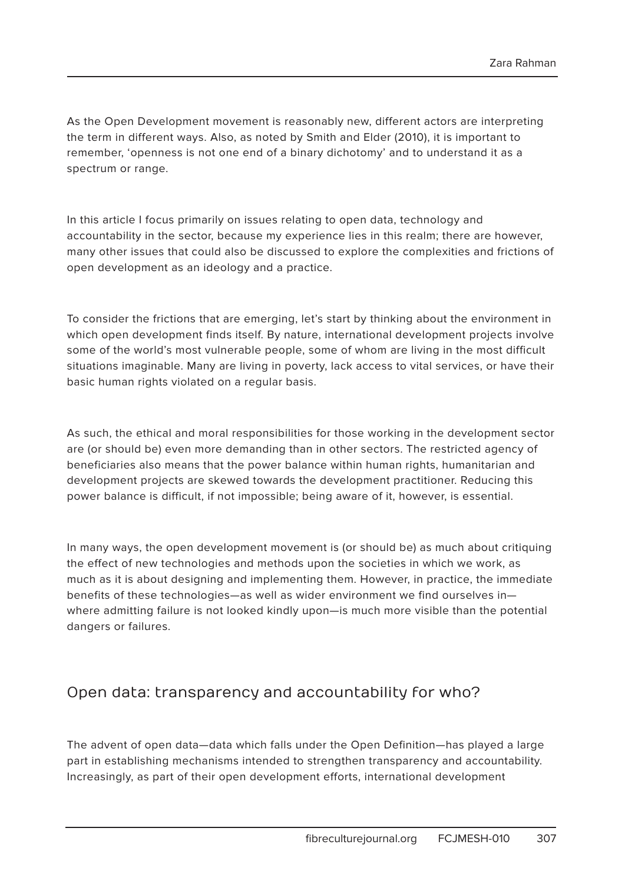As the Open Development movement is reasonably new, different actors are interpreting the term in different ways. Also, as noted by Smith and Elder (2010), it is important to remember, 'openness is not one end of a binary dichotomy' and to understand it as a spectrum or range.

In this article I focus primarily on issues relating to open data, technology and accountability in the sector, because my experience lies in this realm; there are however, many other issues that could also be discussed to explore the complexities and frictions of open development as an ideology and a practice.

To consider the frictions that are emerging, let's start by thinking about the environment in which open development finds itself. By nature, international development projects involve some of the world's most vulnerable people, some of whom are living in the most difficult situations imaginable. Many are living in poverty, lack access to vital services, or have their basic human rights violated on a regular basis.

As such, the ethical and moral responsibilities for those working in the development sector are (or should be) even more demanding than in other sectors. The restricted agency of beneficiaries also means that the power balance within human rights, humanitarian and development projects are skewed towards the development practitioner. Reducing this power balance is difficult, if not impossible; being aware of it, however, is essential.

In many ways, the open development movement is (or should be) as much about critiquing the effect of new technologies and methods upon the societies in which we work, as much as it is about designing and implementing them. However, in practice, the immediate benefits of these technologies—as well as wider environment we find ourselves in—where admitting failure is not looked kindly upon—is much more visible than the potential dangers or failures.

## Open data: transparency and accountability for who?

The advent of open data—data which falls under the Open Definition—has played a large part in establishing mechanisms intended to strengthen transparency and accountability. Increasingly, as part of their open development efforts, international development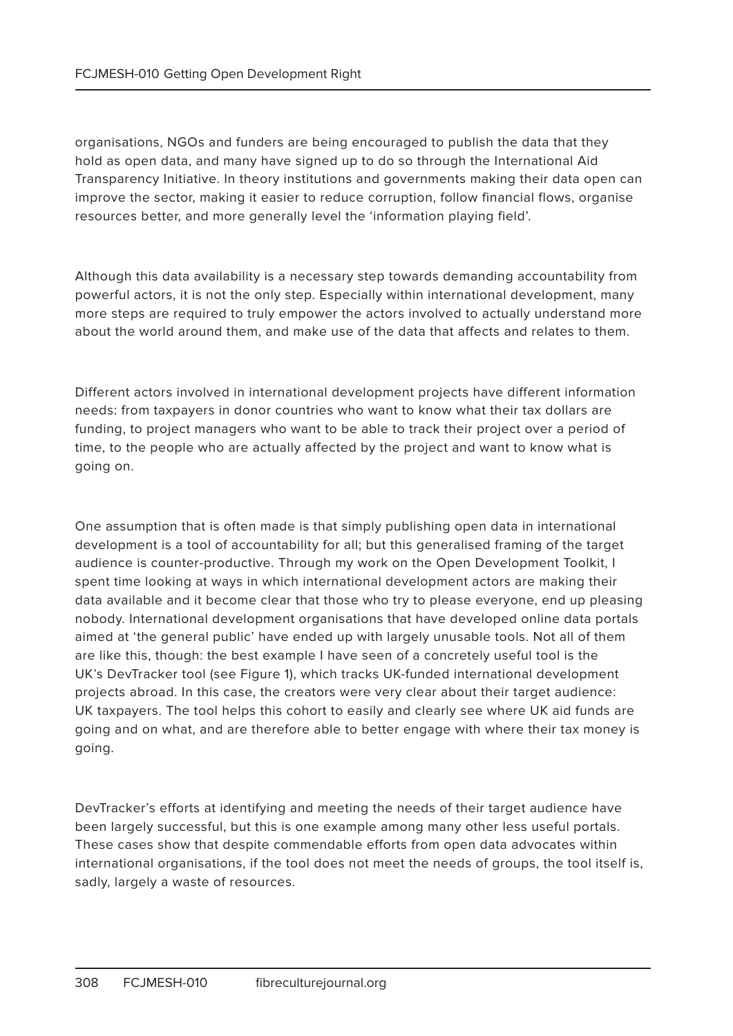organisations, NGOs and funders are being encouraged to publish the data that they hold as open data, and many have signed up to do so through the International Aid Transparency Initiative. In theory institutions and governments making their data open can improve the sector, making it easier to reduce corruption, follow financial flows, organise resources better, and more generally level the 'information playing field'.

Although this data availability is a necessary step towards demanding accountability from powerful actors, it is not the only step. Especially within international development, many more steps are required to truly empower the actors involved to actually understand more about the world around them, and make use of the data that affects and relates to them.

Different actors involved in international development projects have different information needs: from taxpayers in donor countries who want to know what their tax dollars are funding, to project managers who want to be able to track their project over a period of time, to the people who are actually affected by the project and want to know what is going on.

One assumption that is often made is that simply publishing open data in international development is a tool of accountability for all; but this generalised framing of the target audience is counter-productive. Through my work on the Open Development Toolkit, I spent time looking at ways in which international development actors are making their data available and it become clear that those who try to please everyone, end up pleasing nobody. International development organisations that have developed online data portals aimed at 'the general public' have ended up with largely unusable tools. Not all of them are like this, though: the best example I have seen of a concretely useful tool is the UK's DevTracker tool (see Figure 1), which tracks UK-funded international development projects abroad. In this case, the creators were very clear about their target audience: UK taxpayers. The tool helps this cohort to easily and clearly see where UK aid funds are going and on what, and are therefore able to better engage with where their tax money is going.

DevTracker's efforts at identifying and meeting the needs of their target audience have been largely successful, but this is one example among many other less useful portals. These cases show that despite commendable efforts from open data advocates within international organisations, if the tool does not meet the needs of groups, the tool itself is, sadly, largely a waste of resources.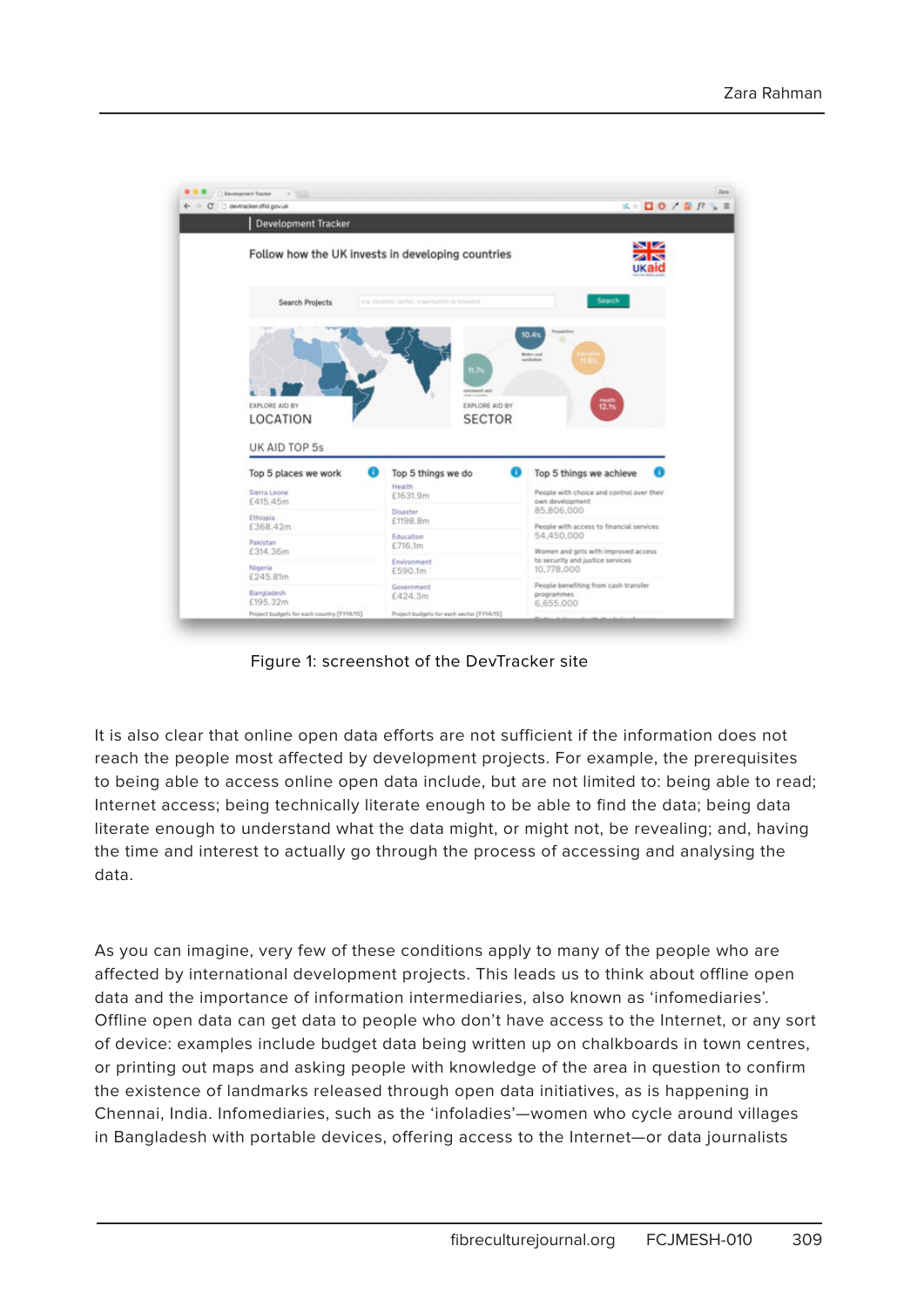Figure 1: screenshot of the DevTracker site

It is also clear that online open data efforts are not sufficient if the information does not reach the people most affected by development projects. For example, the prerequisites to being able to access online open data include, but are not limited to: being able to read; Internet access; being technically literate enough to be able to find the data; being data literate enough to understand what the data might, or might not, be revealing; and, having the time and interest to actually go through the process of accessing and analysing the data.

As you can imagine, very few of these conditions apply to many of the people who are affected by international development projects. This leads us to think about offline open data and the importance of information intermediaries, also known as 'infomediaries'. Offline open data can get data to people who don't have access to the Internet, or any sort of device: examples include budget data being written up on chalkboards in town centres, or printing out maps and asking people with knowledge of the area in question to confirm the existence of landmarks released through open data initiatives, as is happening in Chennai, India. Infomediaries, such as the 'infoladies'—women who cycle around villages in Bangladesh with portable devices, offering access to the Internet—or data journalists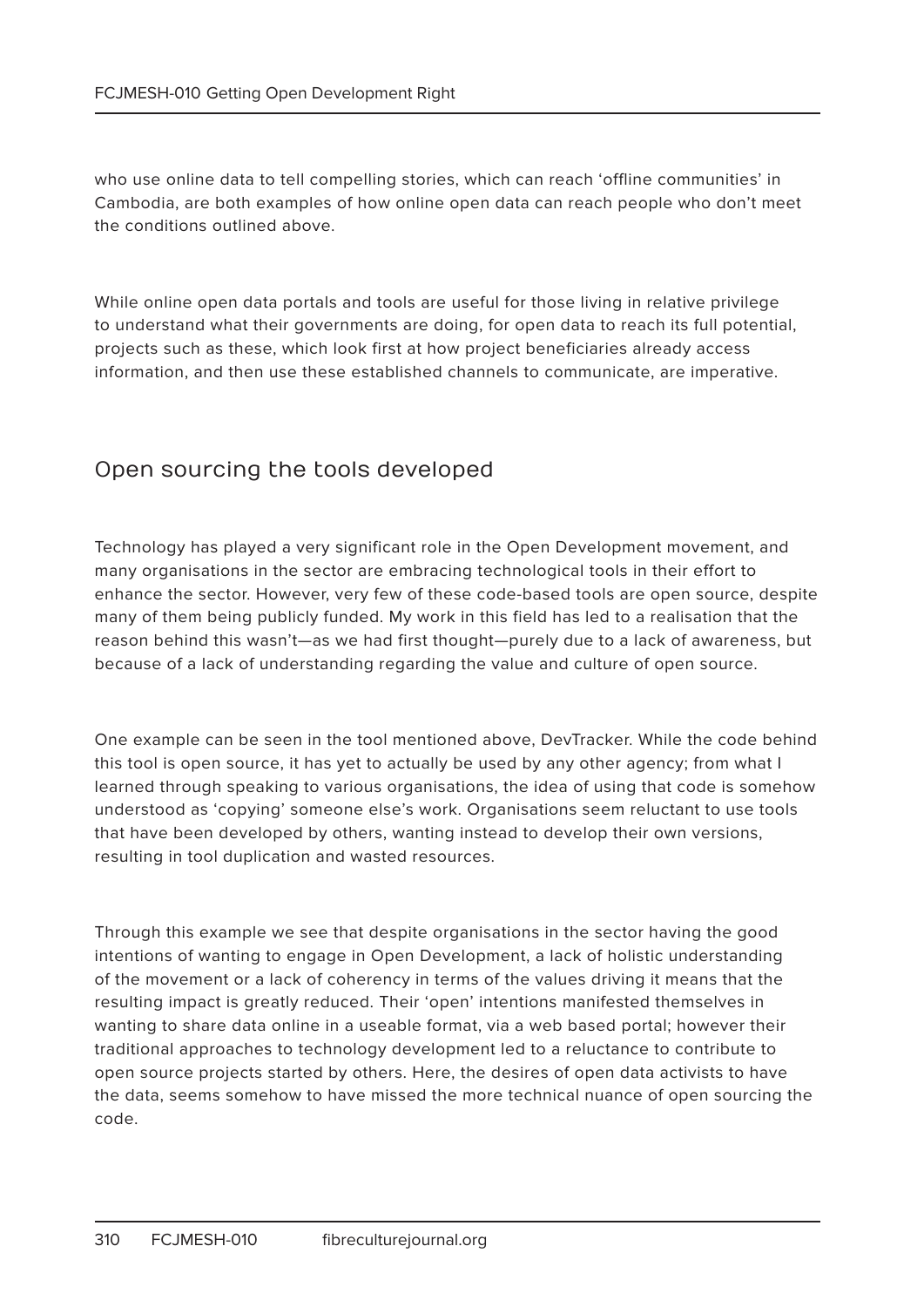who use online data to tell compelling stories, which can reach 'offline communities' in Cambodia, are both examples of how online open data can reach people who don't meet the conditions outlined above.

While online open data portals and tools are useful for those living in relative privilege to understand what their governments are doing, for open data to reach its full potential, projects such as these, which look first at how project beneficiaries already access information, and then use these established channels to communicate, are imperative.

## Open sourcing the tools developed

Technology has played a very significant role in the Open Development movement, and many organisations in the sector are embracing technological tools in their effort to enhance the sector. However, very few of these code-based tools are open source, despite many of them being publicly funded. My work in this field has led to a realisation that the reason behind this wasn't—as we had first thought—purely due to a lack of awareness, but because of a lack of understanding regarding the value and culture of open source.

One example can be seen in the tool mentioned above, DevTracker. While the code behind this tool is open source, it has yet to actually be used by any other agency; from what I learned through speaking to various organisations, the idea of using that code is somehow understood as 'copying' someone else's work. Organisations seem reluctant to use tools that have been developed by others, wanting instead to develop their own versions, resulting in tool duplication and wasted resources.

Through this example we see that despite organisations in the sector having the good intentions of wanting to engage in Open Development, a lack of holistic understanding of the movement or a lack of coherency in terms of the values driving it means that the resulting impact is greatly reduced. Their 'open' intentions manifested themselves in wanting to share data online in a useable format, via a web based portal; however their traditional approaches to technology development led to a reluctance to contribute to open source projects started by others. Here, the desires of open data activists to have the data, seems somehow to have missed the more technical nuance of open sourcing the code.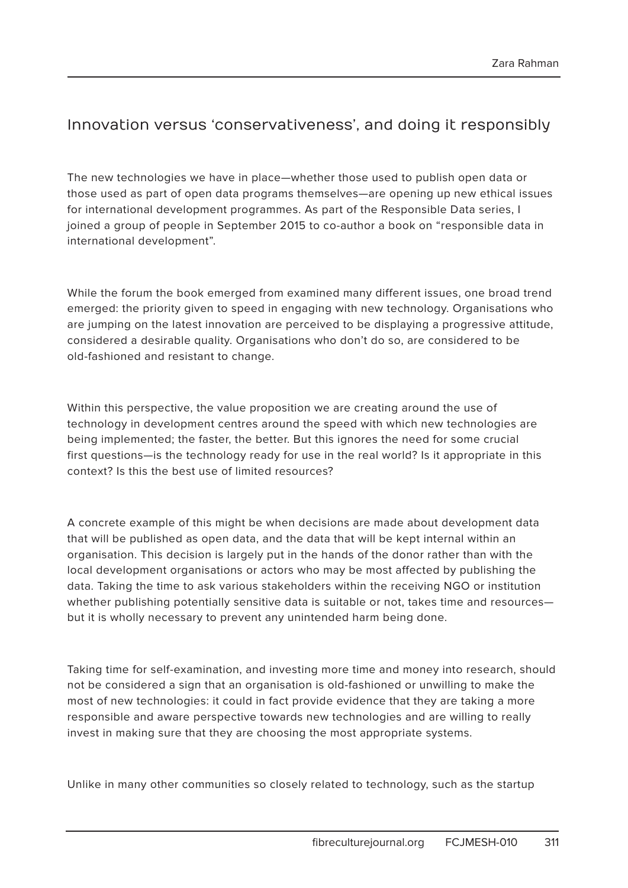## Innovation versus 'conservativeness', and doing it responsibly

The new technologies we have in place—whether those used to publish open data or those used as part of open data programs themselves—are opening up new ethical issues for international development programmes. As part of the Responsible Data series, I joined a group of people in September 2015 to co-author a book on "responsible data in international development".

While the forum the book emerged from examined many different issues, one broad trend emerged: the priority given to speed in engaging with new technology. Organisations who are jumping on the latest innovation are perceived to be displaying a progressive attitude, considered a desirable quality. Organisations who don't do so, are considered to be old-fashioned and resistant to change.

Within this perspective, the value proposition we are creating around the use of technology in development centres around the speed with which new technologies are being implemented; the faster, the better. But this ignores the need for some crucial first questions—is the technology ready for use in the real world? Is it appropriate in this context? Is this the best use of limited resources?

A concrete example of this might be when decisions are made about development data that will be published as open data, and the data that will be kept internal within an organisation. This decision is largely put in the hands of the donor rather than with the local development organisations or actors who may be most affected by publishing the data. Taking the time to ask various stakeholders within the receiving NGO or institution whether publishing potentially sensitive data is suitable or not, takes time and resources—but it is wholly necessary to prevent any unintended harm being done.

Taking time for self-examination, and investing more time and money into research, should not be considered a sign that an organisation is old-fashioned or unwilling to make the most of new technologies: it could in fact provide evidence that they are taking a more responsible and aware perspective towards new technologies and are willing to really invest in making sure that they are choosing the most appropriate systems.

Unlike in many other communities so closely related to technology, such as the startup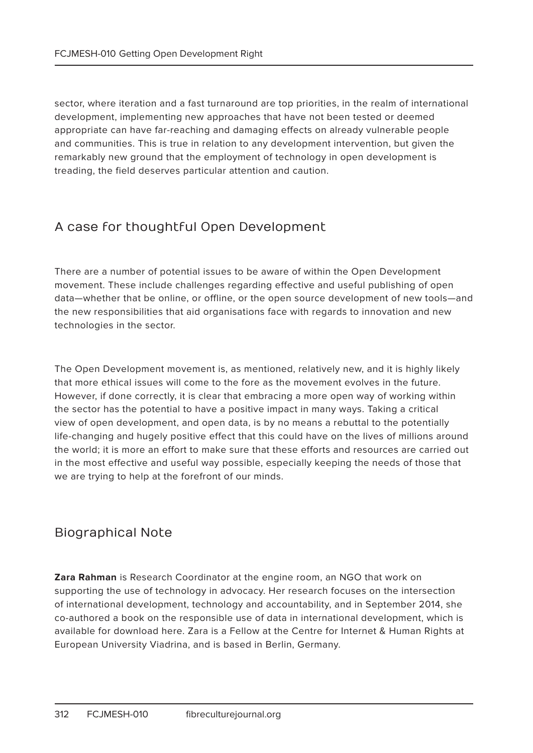sector, where iteration and a fast turnaround are top priorities, in the realm of international development, implementing new approaches that have not been tested or deemed appropriate can have far-reaching and damaging effects on already vulnerable people and communities. This is true in relation to any development intervention, but given the remarkably new ground that the employment of technology in open development is treading, the field deserves particular attention and caution.

## A case for thoughtful Open Development

There are a number of potential issues to be aware of within the Open Development movement. These include challenges regarding effective and useful publishing of open data—whether that be online, or offline, or the open source development of new tools—and the new responsibilities that aid organisations face with regards to innovation and new technologies in the sector.

The Open Development movement is, as mentioned, relatively new, and it is highly likely that more ethical issues will come to the fore as the movement evolves in the future. However, if done correctly, it is clear that embracing a more open way of working within the sector has the potential to have a positive impact in many ways. Taking a critical view of open development, and open data, is by no means a rebuttal to the potentially life-changing and hugely positive effect that this could have on the lives of millions around the world; it is more an effort to make sure that these efforts and resources are carried out in the most effective and useful way possible, especially keeping the needs of those that we are trying to help at the forefront of our minds.

## Biographical Note

**Zara Rahman** is Research Coordinator at the engine room, an NGO that work on supporting the use of technology in advocacy. Her research focuses on the intersection of international development, technology and accountability, and in September 2014, she co-authored a book on the responsible use of data in international development, which is available for download here. Zara is a Fellow at the Centre for Internet & Human Rights at European University Viadrina, and is based in Berlin, Germany.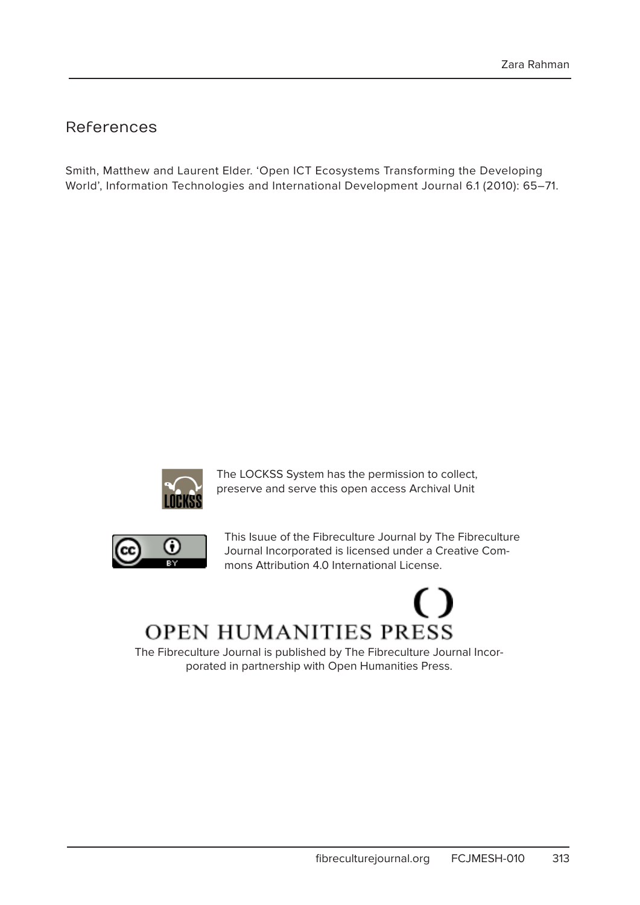## References

Smith, Matthew and Laurent Elder. 'Open ICT Ecosystems Transforming the Developing World', Information Technologies and International Development Journal 6.1 (2010): 65–71.

The LOCKSS System has the permission to collect, preserve and serve this open access Archival Unit

This Isuue of the Fibreculture Journal by The Fibreculture Journal Incorporated is licensed under a Creative Commons Attribution 4.0 International License.

OPEN HUMANITIES PRESS

The Fibreculture Journal is published by The Fibreculture Journal Incorporated in partnership with Open Humanities Press.